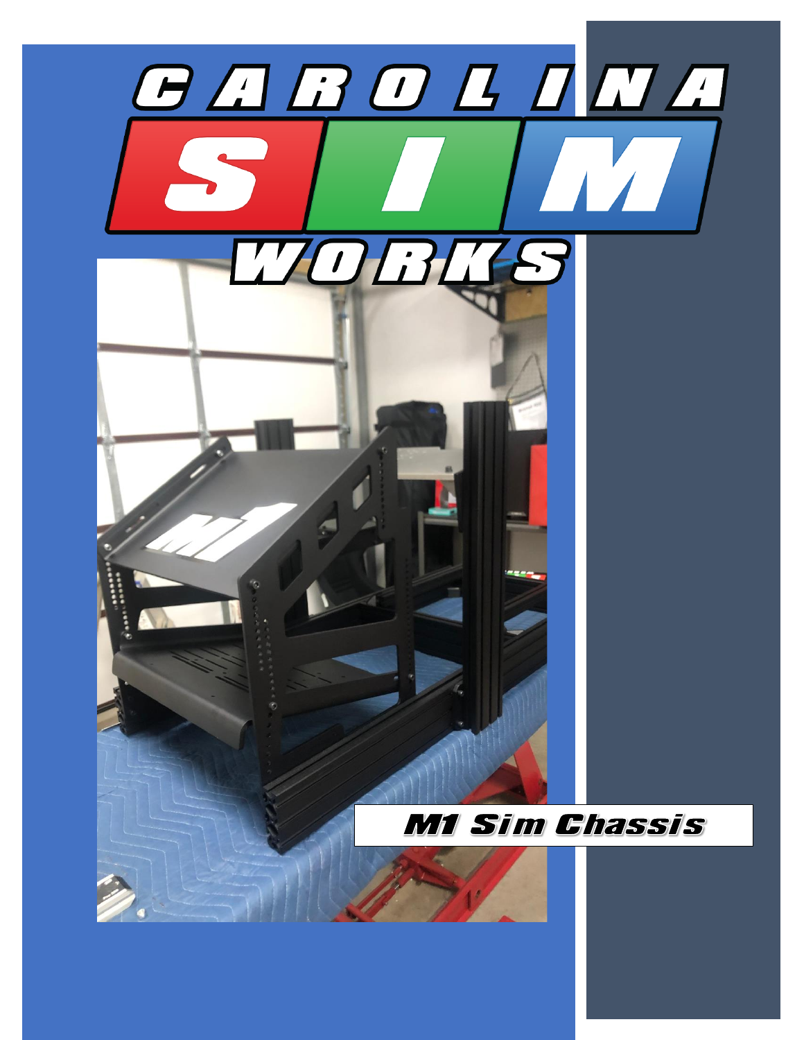# CAROLINA SIM WORKS

## M1 Sim Chassis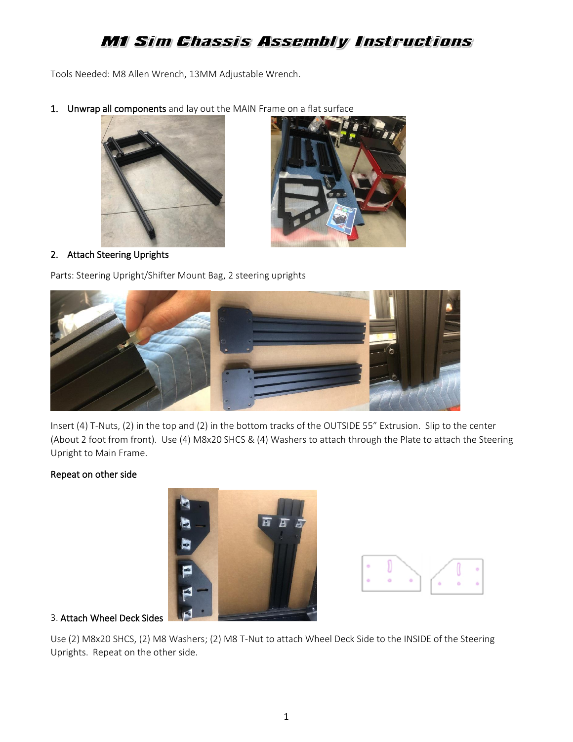# M1 Sim Chassis Assembly Instructions

Tools Needed: M8 Allen Wrench, 13MM Adjustable Wrench.

1. **Unwrap all components** and lay out the MAIN Frame on a flat surface

2. **Attach Steering Uprights**

Parts: Steering Upright/Shifter Mount Bag, 2 steering uprights

Insert (4) T-Nuts, (2) in the top and (2) in the bottom tracks of the OUTSIDE 55" Extrusion. Slip to the center (About 2 foot from front). Use (4) M8x20 SHCS & (4) Washers to attach through the Plate to attach the Steering Upright to Main Frame.

**Repeat on other side**

3. **Attach Wheel Deck Sides**

Use (2) M8x20 SHCS, (2) M8 Washers; (2) M8 T-Nut to attach Wheel Deck Side to the INSIDE of the Steering Uprights. Repeat on the other side.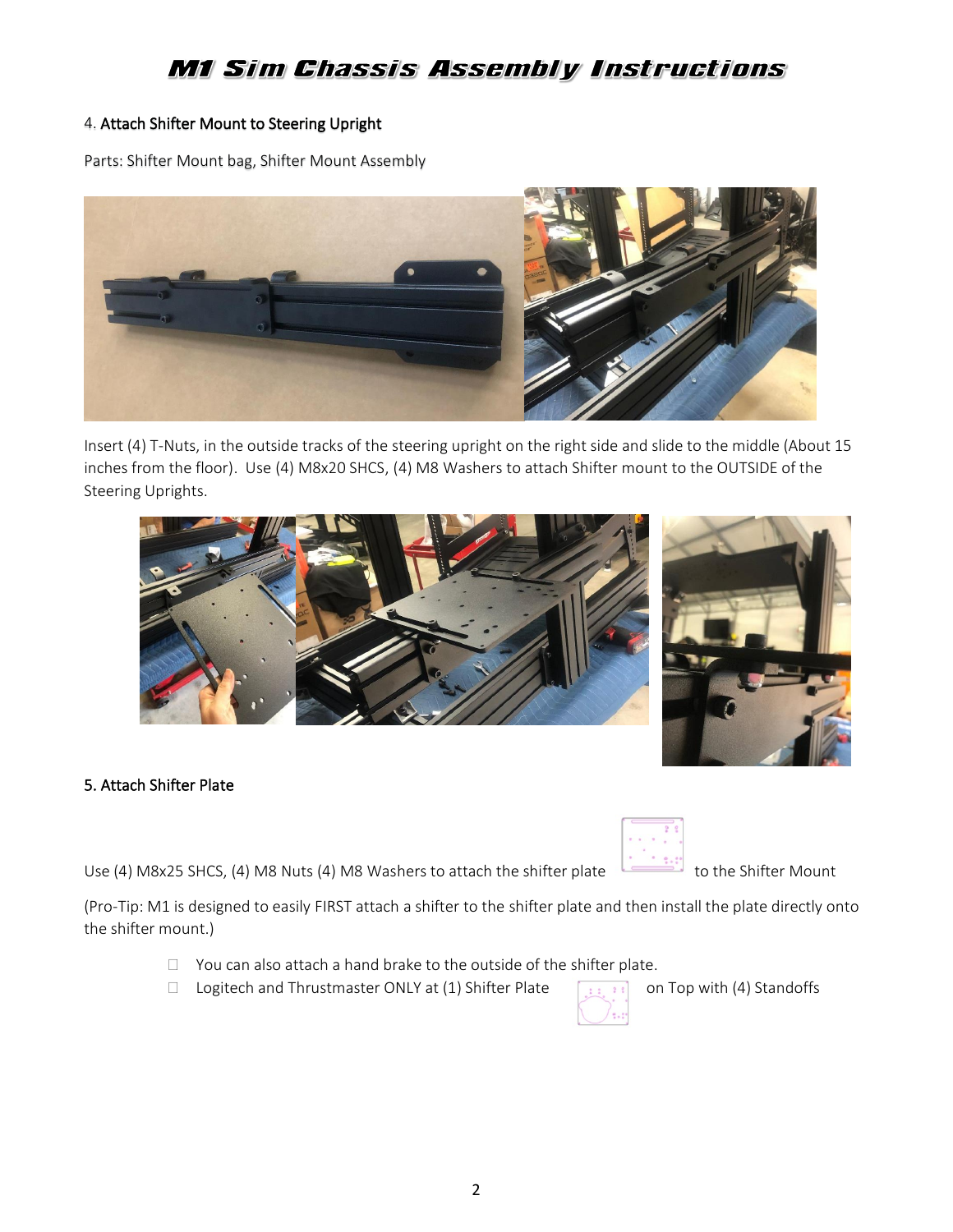### 4. Attach Shifter Mount to Steering Upright

Parts: Shifter Mount bag, Shifter Mount Assembly

Insert (4) T-Nuts, in the outside tracks of the steering upright on the right side and slide to the middle (About 15 inches from the floor). Use (4) M8x20 SHCS, (4) M8 Washers to attach Shifter mount to the OUTSIDE of the Steering Uprights.

### 5. Attach Shifter Plate

Use (4) M8x25 SHCS, (4) M8 Nuts (4) M8 Washers to attach the shifter plate to the Shifter Mount

(Pro-Tip: M1 is designed to easily FIRST attach a shifter to the shifter plate and then install the plate directly onto the shifter mount.)

- You can also attach a hand brake to the outside of the shifter plate.
- Logitech and Thrustmaster ONLY at (1) Shifter Plate on Top with (4) Standoffs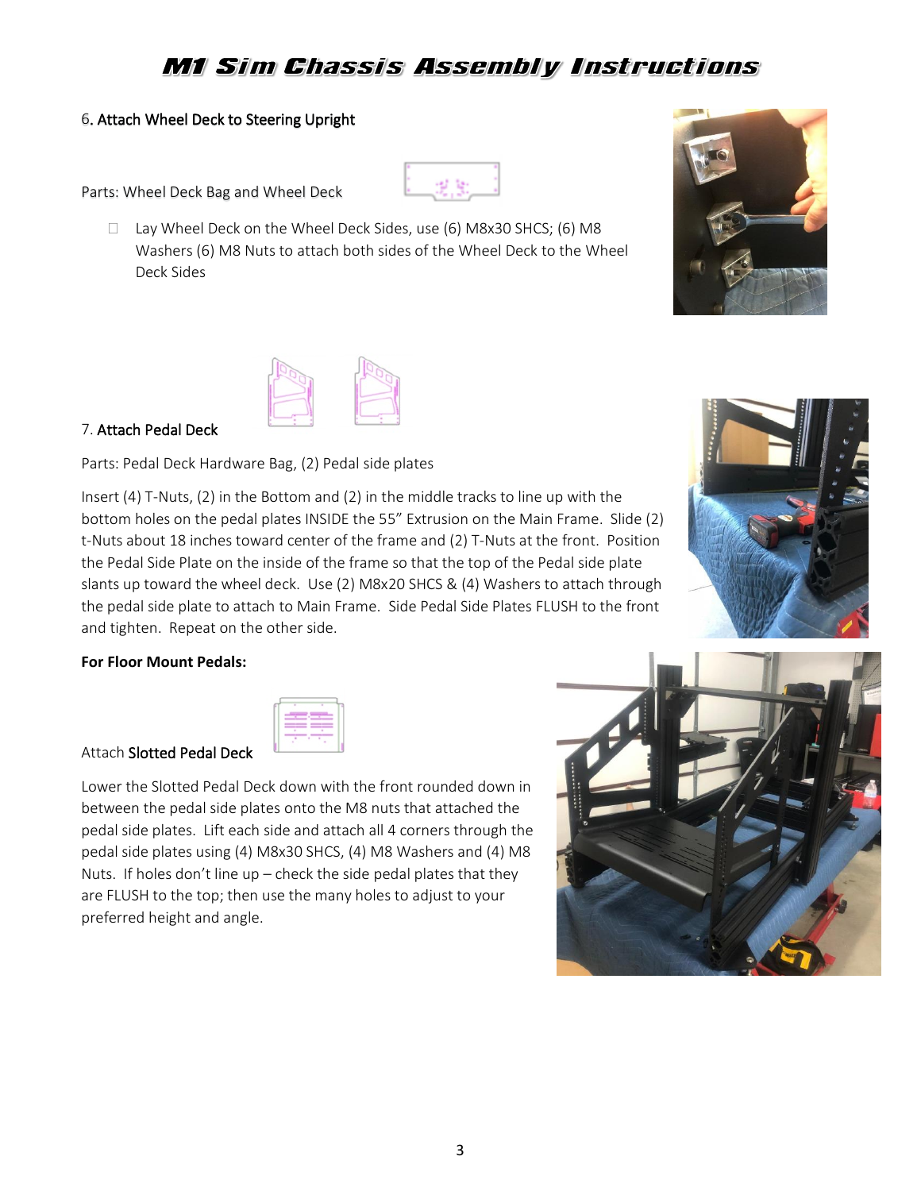6. **Attach Wheel Deck to Steering Upright**

Parts: Wheel Deck Bag and Wheel Deck

- Lay Wheel Deck on the Wheel Deck Sides, use (6) M8x30 SHCS; (6) M8 Washers (6) M8 Nuts to attach both sides of the Wheel Deck to the Wheel Deck Sides

7. **Attach Pedal Deck**

Parts: Pedal Deck Hardware Bag, (2) Pedal side plates

Insert (4) T-Nuts, (2) in the Bottom and (2) in the middle tracks to line up with the bottom holes on the pedal plates INSIDE the 55" Extrusion on the Main Frame. Slide (2) t-Nuts about 18 inches toward center of the frame and (2) T-Nuts at the front. Position the Pedal Side Plate on the inside of the frame so that the top of the Pedal side plate slants up toward the wheel deck. Use (2) M8x20 SHCS & (4) Washers to attach through the pedal side plate to attach to Main Frame. Side Pedal Side Plates FLUSH to the front and tighten. Repeat on the other side.

**For Floor Mount Pedals:**

Attach **Slotted Pedal Deck**

Lower the Slotted Pedal Deck down with the front rounded down in between the pedal side plates onto the M8 nuts that attached the pedal side plates. Lift each side and attach all 4 corners through the pedal side plates using (4) M8x30 SHCS, (4) M8 Washers and (4) M8 Nuts. If holes don't line up – check the side pedal plates that they are FLUSH to the top; then use the many holes to adjust to your preferred height and angle.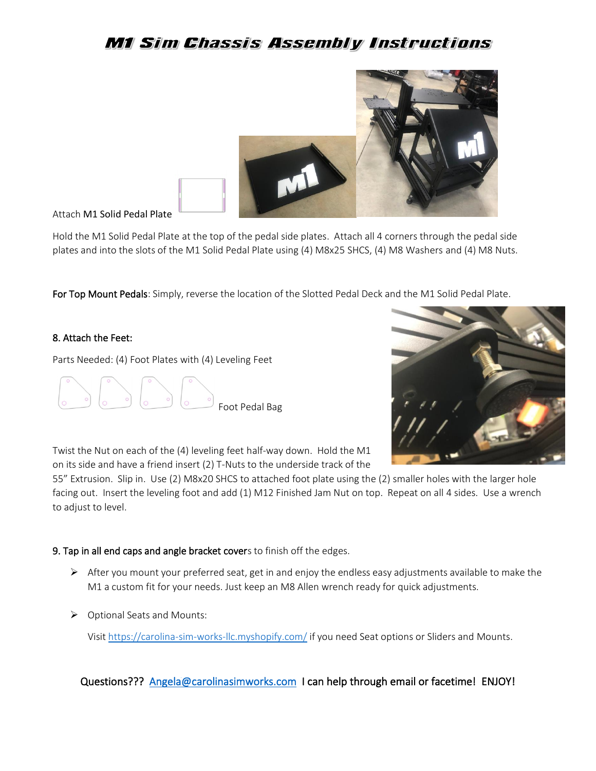# M1 Sim Chassis Assembly Instructions

Attach **M1 Solid Pedal Plate**

Hold the M1 Solid Pedal Plate at the top of the pedal side plates. Attach all 4 corners through the pedal side plates and into the slots of the M1 Solid Pedal Plate using (4) M8x25 SHCS, (4) M8 Washers and (4) M8 Nuts.

**For Top Mount Pedals**: Simply, reverse the location of the Slotted Pedal Deck and the M1 Solid Pedal Plate.

## 8. Attach the Feet:

Parts Needed: (4) Foot Plates with (4) Leveling Feet

Foot Pedal Bag

Twist the Nut on each of the (4) leveling feet half-way down. Hold the M1 on its side and have a friend insert (2) T-Nuts to the underside track of the 55" Extrusion. Slip in. Use (2) M8x20 SHCS to attached foot plate using the (2) smaller holes with the larger hole facing out. Insert the leveling foot and add (1) M12 Finished Jam Nut on top. Repeat on all 4 sides. Use a wrench to adjust to level.

## 9. Tap in all end caps and angle bracket covers to finish off the edges.

- After you mount your preferred seat, get in and enjoy the endless easy adjustments available to make the M1 a custom fit for your needs. Just keep an M8 Allen wrench ready for quick adjustments.
- Optional Seats and Mounts:

  Visit https://carolina-sim-works-llc.myshopify.com/ if you need Seat options or Sliders and Mounts.

Questions??? Angela@carolinasimworks.com I can help through email or facetime! ENJOY!